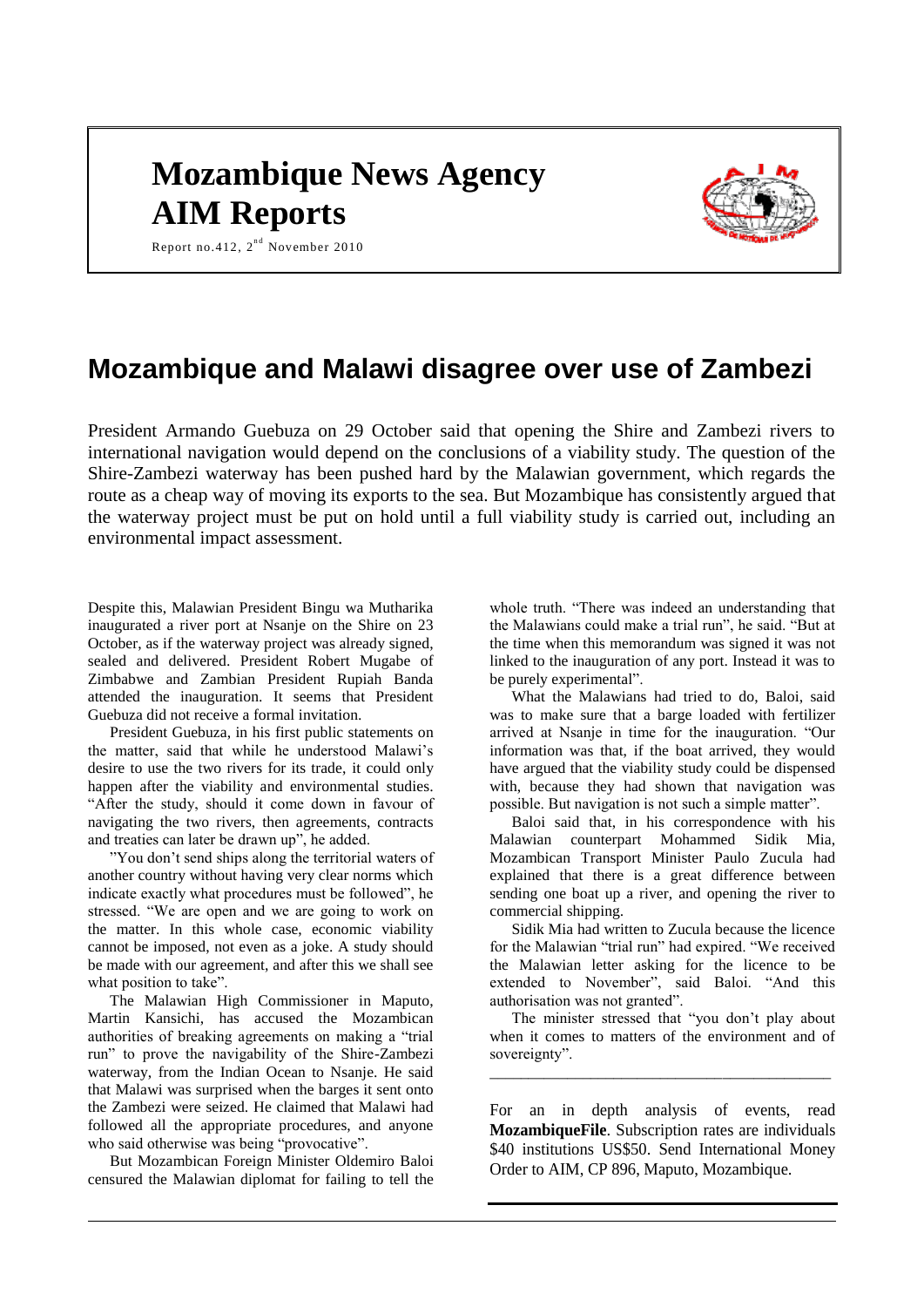# Mozambique News Agency AIM Reports

Report no.412, 2nd November 2010

## Mozambique and Malawi disagree over use of Zambezi

President Armando Guebuza on 29 October said that opening the Shire and Zambezi rivers to international navigation would depend on the conclusions of a viability study. The question of the Shire-Zambezi waterway has been pushed hard by the Malawian government, which regards the route as a cheap way of moving its exports to the sea. But Mozambique has consistently argued that the waterway project must be put on hold until a full viability study is carried out, including an environmental impact assessment.

Despite this, Malawian President Bingu wa Mutharika inaugurated a river port at Nsanje on the Shire on 23 October, as if the waterway project was already signed, sealed and delivered. President Robert Mugabe of Zimbabwe and Zambian President Rupiah Banda attended the inauguration. It seems that President Guebuza did not receive a formal invitation.

President Guebuza, in his first public statements on the matter, said that while he understood Malawi's desire to use the two rivers for its trade, it could only happen after the viability and environmental studies. "After the study, should it come down in favour of navigating the two rivers, then agreements, contracts and treaties can later be drawn up", he added.

"You don't send ships along the territorial waters of another country without having very clear norms which indicate exactly what procedures must be followed", he stressed. "We are open and we are going to work on the matter. In this whole case, economic viability cannot be imposed, not even as a joke. A study should be made with our agreement, and after this we shall see what position to take".

The Malawian High Commissioner in Maputo, Martin Kansichi, has accused the Mozambican authorities of breaking agreements on making a "trial run" to prove the navigability of the Shire-Zambezi waterway, from the Indian Ocean to Nsanje. He said that Malawi was surprised when the barges it sent onto the Zambezi were seized. He claimed that Malawi had followed all the appropriate procedures, and anyone who said otherwise was being "provocative".

But Mozambican Foreign Minister Oldemiro Baloi censured the Malawian diplomat for failing to tell the whole truth. "There was indeed an understanding that the Malawians could make a trial run", he said. "But at the time when this memorandum was signed it was not linked to the inauguration of any port. Instead it was to be purely experimental".

What the Malawians had tried to do, Baloi, said was to make sure that a barge loaded with fertilizer arrived at Nsanje in time for the inauguration. "Our information was that, if the boat arrived, they would have argued that the viability study could be dispensed with, because they had shown that navigation was possible. But navigation is not such a simple matter".

Baloi said that, in his correspondence with his Malawian counterpart Mohammed Sidik Mia, Mozambican Transport Minister Paulo Zucula had explained that there is a great difference between sending one boat up a river, and opening the river to commercial shipping.

Sidik Mia had written to Zucula because the licence for the Malawian "trial run" had expired. "We received the Malawian letter asking for the licence to be extended to November", said Baloi. "And this authorisation was not granted".

The minister stressed that "you don't play about when it comes to matters of the environment and of sovereignty".

---

For an in depth analysis of events, read **MozambiqueFile**. Subscription rates are individuals $40 institutions US$50. Send International Money Order to AIM, CP 896, Maputo, Mozambique.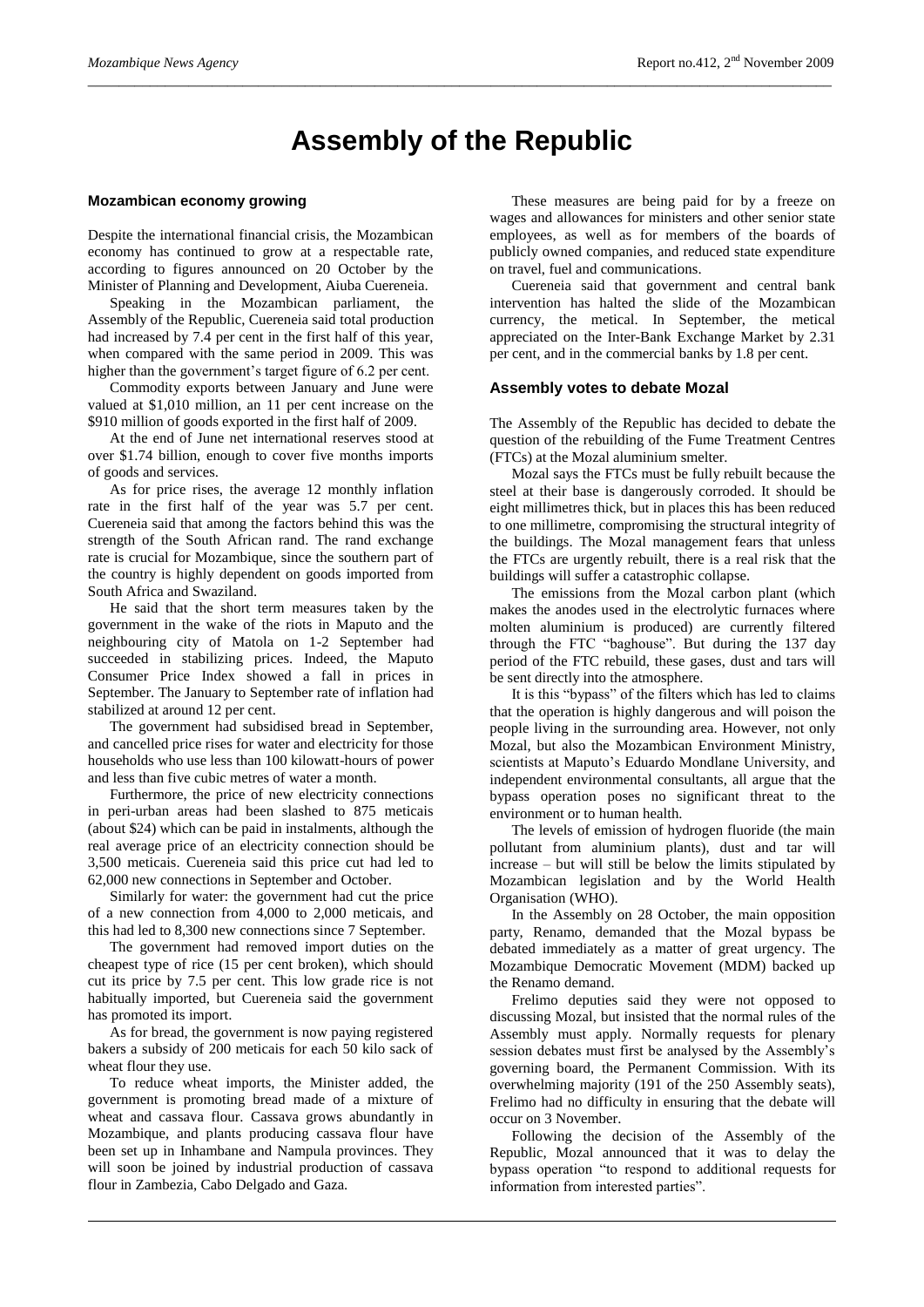# Assembly of the Republic

### Mozambican economy growing

Despite the international financial crisis, the Mozambican economy has continued to grow at a respectable rate, according to figures announced on 20 October by the Minister of Planning and Development, Aiuba Cuereneia.

Speaking in the Mozambican parliament, the Assembly of the Republic, Cuereneia said total production had increased by 7.4 per cent in the first half of this year, when compared with the same period in 2009. This was higher than the government's target figure of 6.2 per cent.

Commodity exports between January and June were valued at $1,010 million, an 11 per cent increase on the $910 million of goods exported in the first half of 2009.

At the end of June net international reserves stood at over $1.74 billion, enough to cover five months imports of goods and services.

As for price rises, the average 12 monthly inflation rate in the first half of the year was 5.7 per cent. Cuereneia said that among the factors behind this was the strength of the South African rand. The rand exchange rate is crucial for Mozambique, since the southern part of the country is highly dependent on goods imported from South Africa and Swaziland.

He said that the short term measures taken by the government in the wake of the riots in Maputo and the neighbouring city of Matola on 1-2 September had succeeded in stabilizing prices. Indeed, the Maputo Consumer Price Index showed a fall in prices in September. The January to September rate of inflation had stabilized at around 12 per cent.

The government had subsidised bread in September, and cancelled price rises for water and electricity for those households who use less than 100 kilowatt-hours of power and less than five cubic metres of water a month.

Furthermore, the price of new electricity connections in peri-urban areas had been slashed to 875 meticais (about $24) which can be paid in instalments, although the real average price of an electricity connection should be 3,500 meticais. Cuereneia said this price cut had led to 62,000 new connections in September and October.

Similarly for water: the government had cut the price of a new connection from 4,000 to 2,000 meticais, and this had led to 8,300 new connections since 7 September.

The government had removed import duties on the cheapest type of rice (15 per cent broken), which should cut its price by 7.5 per cent. This low grade rice is not habitually imported, but Cuereneia said the government has promoted its import.

As for bread, the government is now paying registered bakers a subsidy of 200 meticais for each 50 kilo sack of wheat flour they use.

To reduce wheat imports, the Minister added, the government is promoting bread made of a mixture of wheat and cassava flour. Cassava grows abundantly in Mozambique, and plants producing cassava flour have been set up in Inhambane and Nampula provinces. They will soon be joined by industrial production of cassava flour in Zambezia, Cabo Delgado and Gaza.

These measures are being paid for by a freeze on wages and allowances for ministers and other senior state employees, as well as for members of the boards of publicly owned companies, and reduced state expenditure on travel, fuel and communications.

Cuereneia said that government and central bank intervention has halted the slide of the Mozambican currency, the metical. In September, the metical appreciated on the Inter-Bank Exchange Market by 2.31 per cent, and in the commercial banks by 1.8 per cent.

### Assembly votes to debate Mozal

The Assembly of the Republic has decided to debate the question of the rebuilding of the Fume Treatment Centres (FTCs) at the Mozal aluminium smelter.

Mozal says the FTCs must be fully rebuilt because the steel at their base is dangerously corroded. It should be eight millimetres thick, but in places this has been reduced to one millimetre, compromising the structural integrity of the buildings. The Mozal management fears that unless the FTCs are urgently rebuilt, there is a real risk that the buildings will suffer a catastrophic collapse.

The emissions from the Mozal carbon plant (which makes the anodes used in the electrolytic furnaces where molten aluminium is produced) are currently filtered through the FTC "baghouse". But during the 137 day period of the FTC rebuild, these gases, dust and tars will be sent directly into the atmosphere.

It is this "bypass" of the filters which has led to claims that the operation is highly dangerous and will poison the people living in the surrounding area. However, not only Mozal, but also the Mozambican Environment Ministry, scientists at Maputo's Eduardo Mondlane University, and independent environmental consultants, all argue that the bypass operation poses no significant threat to the environment or to human health.

The levels of emission of hydrogen fluoride (the main pollutant from aluminium plants), dust and tar will increase – but will still be below the limits stipulated by Mozambican legislation and by the World Health Organisation (WHO).

In the Assembly on 28 October, the main opposition party, Renamo, demanded that the Mozal bypass be debated immediately as a matter of great urgency. The Mozambique Democratic Movement (MDM) backed up the Renamo demand.

Frelimo deputies said they were not opposed to discussing Mozal, but insisted that the normal rules of the Assembly must apply. Normally requests for plenary session debates must first be analysed by the Assembly's governing board, the Permanent Commission. With its overwhelming majority (191 of the 250 Assembly seats), Frelimo had no difficulty in ensuring that the debate will occur on 3 November.

Following the decision of the Assembly of the Republic, Mozal announced that it was to delay the bypass operation "to respond to additional requests for information from interested parties".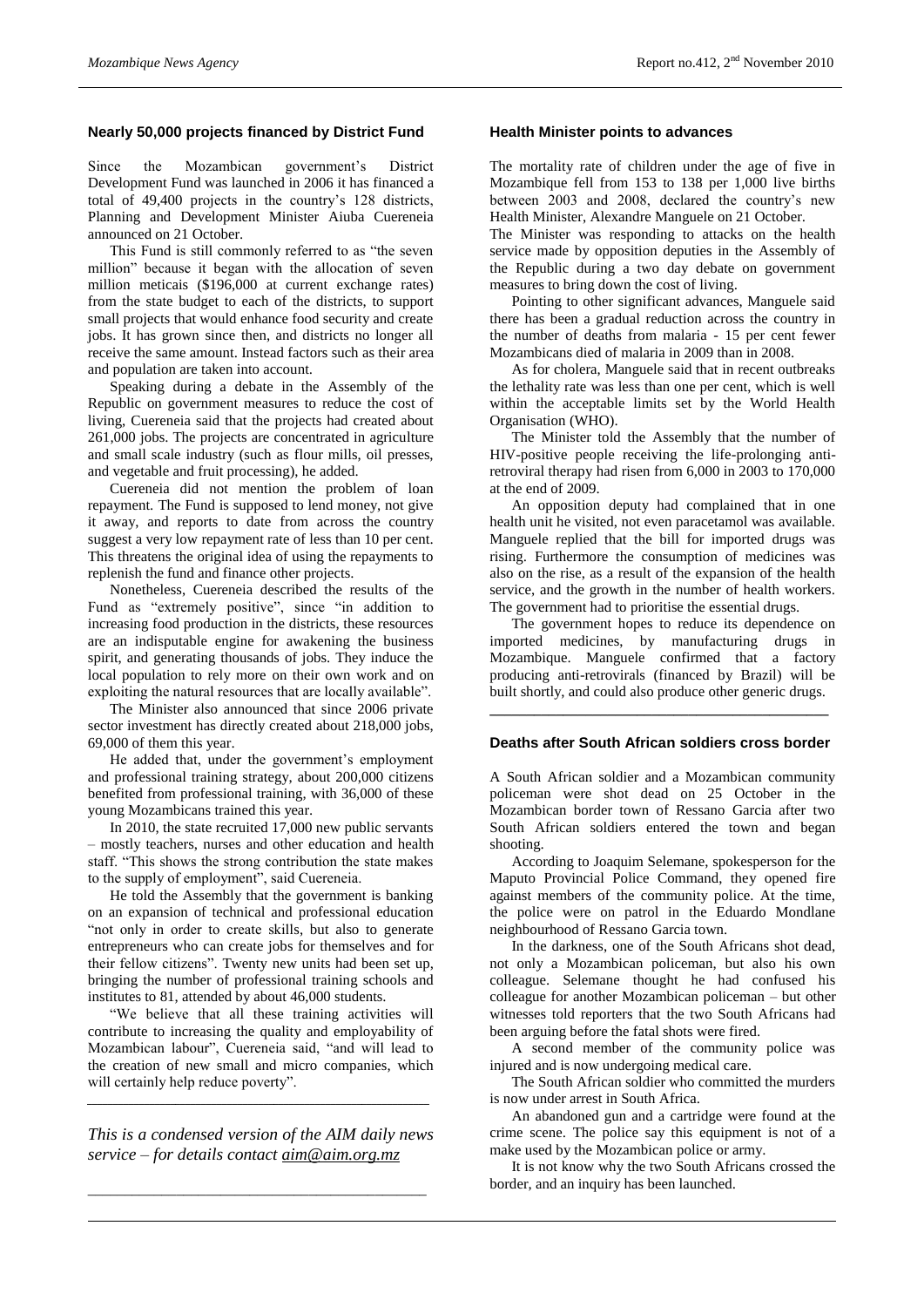## Nearly 50,000 projects financed by District Fund

Since the Mozambican government's District Development Fund was launched in 2006 it has financed a total of 49,400 projects in the country's 128 districts, Planning and Development Minister Aiuba Cuereneia announced on 21 October.

This Fund is still commonly referred to as "the seven million" because it began with the allocation of seven million meticais ($196,000 at current exchange rates) from the state budget to each of the districts, to support small projects that would enhance food security and create jobs. It has grown since then, and districts no longer all receive the same amount. Instead factors such as their area and population are taken into account.

Speaking during a debate in the Assembly of the Republic on government measures to reduce the cost of living, Cuereneia said that the projects had created about 261,000 jobs. The projects are concentrated in agriculture and small scale industry (such as flour mills, oil presses, and vegetable and fruit processing), he added.

Cuereneia did not mention the problem of loan repayment. The Fund is supposed to lend money, not give it away, and reports to date from across the country suggest a very low repayment rate of less than 10 per cent. This threatens the original idea of using the repayments to replenish the fund and finance other projects.

Nonetheless, Cuereneia described the results of the Fund as "extremely positive", since "in addition to increasing food production in the districts, these resources are an indisputable engine for awakening the business spirit, and generating thousands of jobs. They induce the local population to rely more on their own work and on exploiting the natural resources that are locally available".

The Minister also announced that since 2006 private sector investment has directly created about 218,000 jobs, 69,000 of them this year.

He added that, under the government's employment and professional training strategy, about 200,000 citizens benefited from professional training, with 36,000 of these young Mozambicans trained this year.

In 2010, the state recruited 17,000 new public servants – mostly teachers, nurses and other education and health staff. "This shows the strong contribution the state makes to the supply of employment", said Cuereneia.

He told the Assembly that the government is banking on an expansion of technical and professional education "not only in order to create skills, but also to generate entrepreneurs who can create jobs for themselves and for their fellow citizens". Twenty new units had been set up, bringing the number of professional training schools and institutes to 81, attended by about 46,000 students.

"We believe that all these training activities will contribute to increasing the quality and employability of Mozambican labour", Cuereneia said, "and will lead to the creation of new small and micro companies, which will certainly help reduce poverty".

---

*This is a condensed version of the AIM daily news service – for details contact aim@aim.org.mz*

---

## Health Minister points to advances

The mortality rate of children under the age of five in Mozambique fell from 153 to 138 per 1,000 live births between 2003 and 2008, declared the country's new Health Minister, Alexandre Manguele on 21 October.

The Minister was responding to attacks on the health service made by opposition deputies in the Assembly of the Republic during a two day debate on government measures to bring down the cost of living.

Pointing to other significant advances, Manguele said there has been a gradual reduction across the country in the number of deaths from malaria - 15 per cent fewer Mozambicans died of malaria in 2009 than in 2008.

As for cholera, Manguele said that in recent outbreaks the lethality rate was less than one per cent, which is well within the acceptable limits set by the World Health Organisation (WHO).

The Minister told the Assembly that the number of HIV-positive people receiving the life-prolonging anti-retroviral therapy had risen from 6,000 in 2003 to 170,000 at the end of 2009.

An opposition deputy had complained that in one health unit he visited, not even paracetamol was available. Manguele replied that the bill for imported drugs was rising. Furthermore the consumption of medicines was also on the rise, as a result of the expansion of the health service, and the growth in the number of health workers. The government had to prioritise the essential drugs.

The government hopes to reduce its dependence on imported medicines, by manufacturing drugs in Mozambique. Manguele confirmed that a factory producing anti-retrovirals (financed by Brazil) will be built shortly, and could also produce other generic drugs.

---

## Deaths after South African soldiers cross border

A South African soldier and a Mozambican community policeman were shot dead on 25 October in the Mozambican border town of Ressano Garcia after two South African soldiers entered the town and began shooting.

According to Joaquim Selemane, spokesperson for the Maputo Provincial Police Command, they opened fire against members of the community police. At the time, the police were on patrol in the Eduardo Mondlane neighbourhood of Ressano Garcia town.

In the darkness, one of the South Africans shot dead, not only a Mozambican policeman, but also his own colleague. Selemane thought he had confused his colleague for another Mozambican policeman – but other witnesses told reporters that the two South Africans had been arguing before the fatal shots were fired.

A second member of the community police was injured and is now undergoing medical care.

The South African soldier who committed the murders is now under arrest in South Africa.

An abandoned gun and a cartridge were found at the crime scene. The police say this equipment is not of a make used by the Mozambican police or army.

It is not know why the two South Africans crossed the border, and an inquiry has been launched.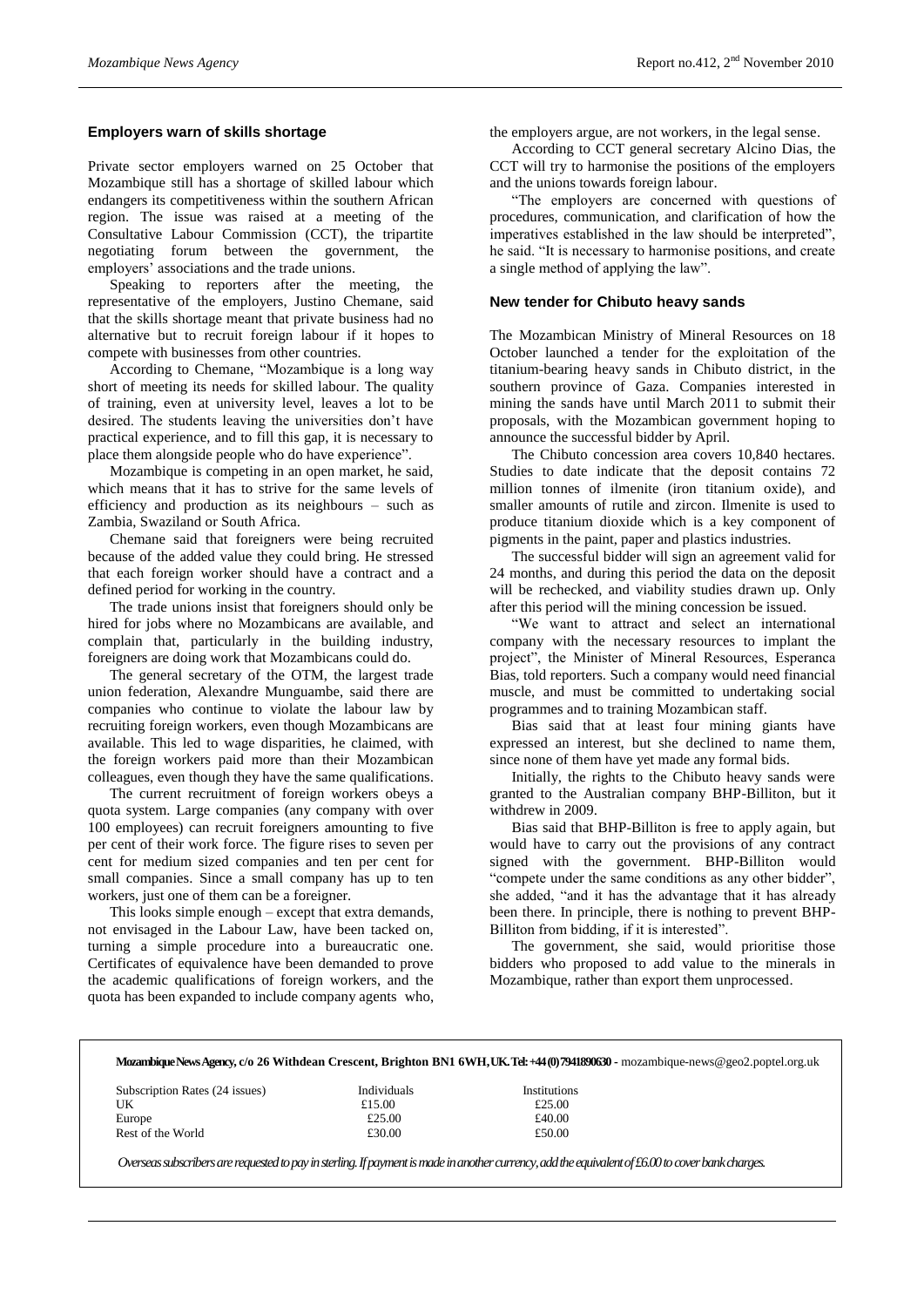## Employers warn of skills shortage

Private sector employers warned on 25 October that Mozambique still has a shortage of skilled labour which endangers its competitiveness within the southern African region. The issue was raised at a meeting of the Consultative Labour Commission (CCT), the tripartite negotiating forum between the government, the employers' associations and the trade unions.

Speaking to reporters after the meeting, the representative of the employers, Justino Chemane, said that the skills shortage meant that private business had no alternative but to recruit foreign labour if it hopes to compete with businesses from other countries.

According to Chemane, "Mozambique is a long way short of meeting its needs for skilled labour. The quality of training, even at university level, leaves a lot to be desired. The students leaving the universities don't have practical experience, and to fill this gap, it is necessary to place them alongside people who do have experience".

Mozambique is competing in an open market, he said, which means that it has to strive for the same levels of efficiency and production as its neighbours – such as Zambia, Swaziland or South Africa.

Chemane said that foreigners were being recruited because of the added value they could bring. He stressed that each foreign worker should have a contract and a defined period for working in the country.

The trade unions insist that foreigners should only be hired for jobs where no Mozambicans are available, and complain that, particularly in the building industry, foreigners are doing work that Mozambicans could do.

The general secretary of the OTM, the largest trade union federation, Alexandre Munguambe, said there are companies who continue to violate the labour law by recruiting foreign workers, even though Mozambicans are available. This led to wage disparities, he claimed, with the foreign workers paid more than their Mozambican colleagues, even though they have the same qualifications.

The current recruitment of foreign workers obeys a quota system. Large companies (any company with over 100 employees) can recruit foreigners amounting to five per cent of their work force. The figure rises to seven per cent for medium sized companies and ten per cent for small companies. Since a small company has up to ten workers, just one of them can be a foreigner.

This looks simple enough – except that extra demands, not envisaged in the Labour Law, have been tacked on, turning a simple procedure into a bureaucratic one. Certificates of equivalence have been demanded to prove the academic qualifications of foreign workers, and the quota has been expanded to include company agents who, the employers argue, are not workers, in the legal sense.

According to CCT general secretary Alcino Dias, the CCT will try to harmonise the positions of the employers and the unions towards foreign labour.

"The employers are concerned with questions of procedures, communication, and clarification of how the imperatives established in the law should be interpreted", he said. "It is necessary to harmonise positions, and create a single method of applying the law".

## New tender for Chibuto heavy sands

The Mozambican Ministry of Mineral Resources on 18 October launched a tender for the exploitation of the titanium-bearing heavy sands in Chibuto district, in the southern province of Gaza. Companies interested in mining the sands have until March 2011 to submit their proposals, with the Mozambican government hoping to announce the successful bidder by April.

The Chibuto concession area covers 10,840 hectares. Studies to date indicate that the deposit contains 72 million tonnes of ilmenite (iron titanium oxide), and smaller amounts of rutile and zircon. Ilmenite is used to produce titanium dioxide which is a key component of pigments in the paint, paper and plastics industries.

The successful bidder will sign an agreement valid for 24 months, and during this period the data on the deposit will be rechecked, and viability studies drawn up. Only after this period will the mining concession be issued.

"We want to attract and select an international company with the necessary resources to implant the project", the Minister of Mineral Resources, Esperanca Bias, told reporters. Such a company would need financial muscle, and must be committed to undertaking social programmes and to training Mozambican staff.

Bias said that at least four mining giants have expressed an interest, but she declined to name them, since none of them have yet made any formal bids.

Initially, the rights to the Chibuto heavy sands were granted to the Australian company BHP-Billiton, but it withdrew in 2009.

Bias said that BHP-Billiton is free to apply again, but would have to carry out the provisions of any contract signed with the government. BHP-Billiton would "compete under the same conditions as any other bidder", she added, "and it has the advantage that it has already been there. In principle, there is nothing to prevent BHP-Billiton from bidding, if it is interested".

The government, she said, would prioritise those bidders who proposed to add value to the minerals in Mozambique, rather than export them unprocessed.

---

**Mozambique News Agency, c/o 26 Withdean Crescent, Brighton BN1 6WH, UK. Tel: +44 (0) 7941890630** - mozambique-news@geo2.poptel.org.uk

| Subscription Rates (24 issues) | Individuals | Institutions |
|---|---|---|
| UK | £15.00 | £25.00 |
| Europe | £25.00 | £40.00 |
| Rest of the World | £30.00 | £50.00 |

*Overseas subscribers are requested to pay in sterling. If payment is made in another currency, add the equivalent of £6.00 to cover bank charges.*